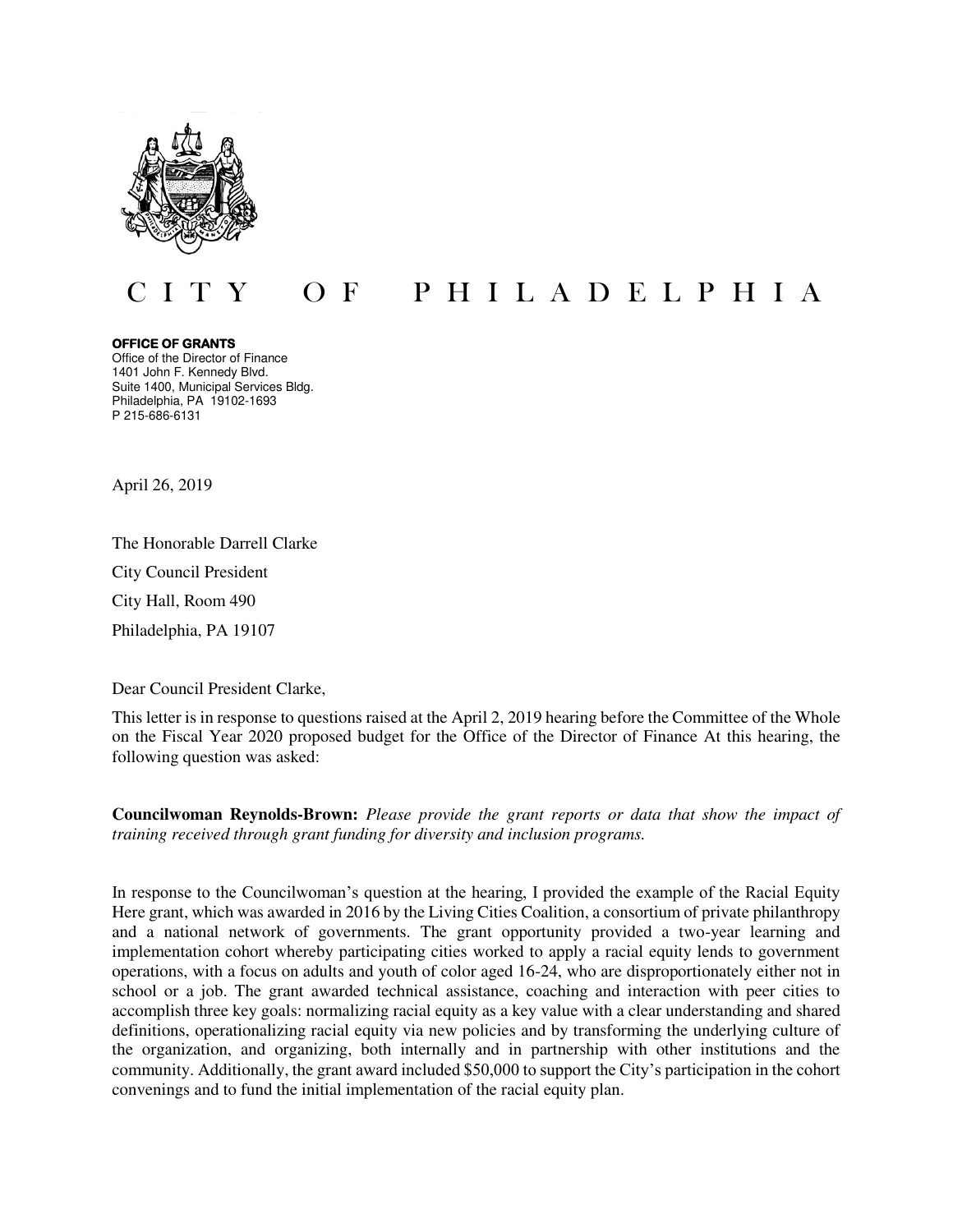# CITY OF PHILADELPHIA

**OFFICE OF GRANTS**
Office of the Director of Finance
1401 John F. Kennedy Blvd.
Suite 1400, Municipal Services Bldg.
Philadelphia, PA 19102-1693
P 215-686-6131

April 26, 2019

The Honorable Darrell Clarke
City Council President
City Hall, Room 490
Philadelphia, PA 19107

Dear Council President Clarke,

This letter is in response to questions raised at the April 2, 2019 hearing before the Committee of the Whole on the Fiscal Year 2020 proposed budget for the Office of the Director of Finance At this hearing, the following question was asked:

**Councilwoman Reynolds-Brown:** *Please provide the grant reports or data that show the impact of training received through grant funding for diversity and inclusion programs.*

In response to the Councilwoman's question at the hearing, I provided the example of the Racial Equity Here grant, which was awarded in 2016 by the Living Cities Coalition, a consortium of private philanthropy and a national network of governments. The grant opportunity provided a two-year learning and implementation cohort whereby participating cities worked to apply a racial equity lends to government operations, with a focus on adults and youth of color aged 16-24, who are disproportionately either not in school or a job. The grant awarded technical assistance, coaching and interaction with peer cities to accomplish three key goals: normalizing racial equity as a key value with a clear understanding and shared definitions, operationalizing racial equity via new policies and by transforming the underlying culture of the organization, and organizing, both internally and in partnership with other institutions and the community. Additionally, the grant award included $50,000 to support the City's participation in the cohort convenings and to fund the initial implementation of the racial equity plan.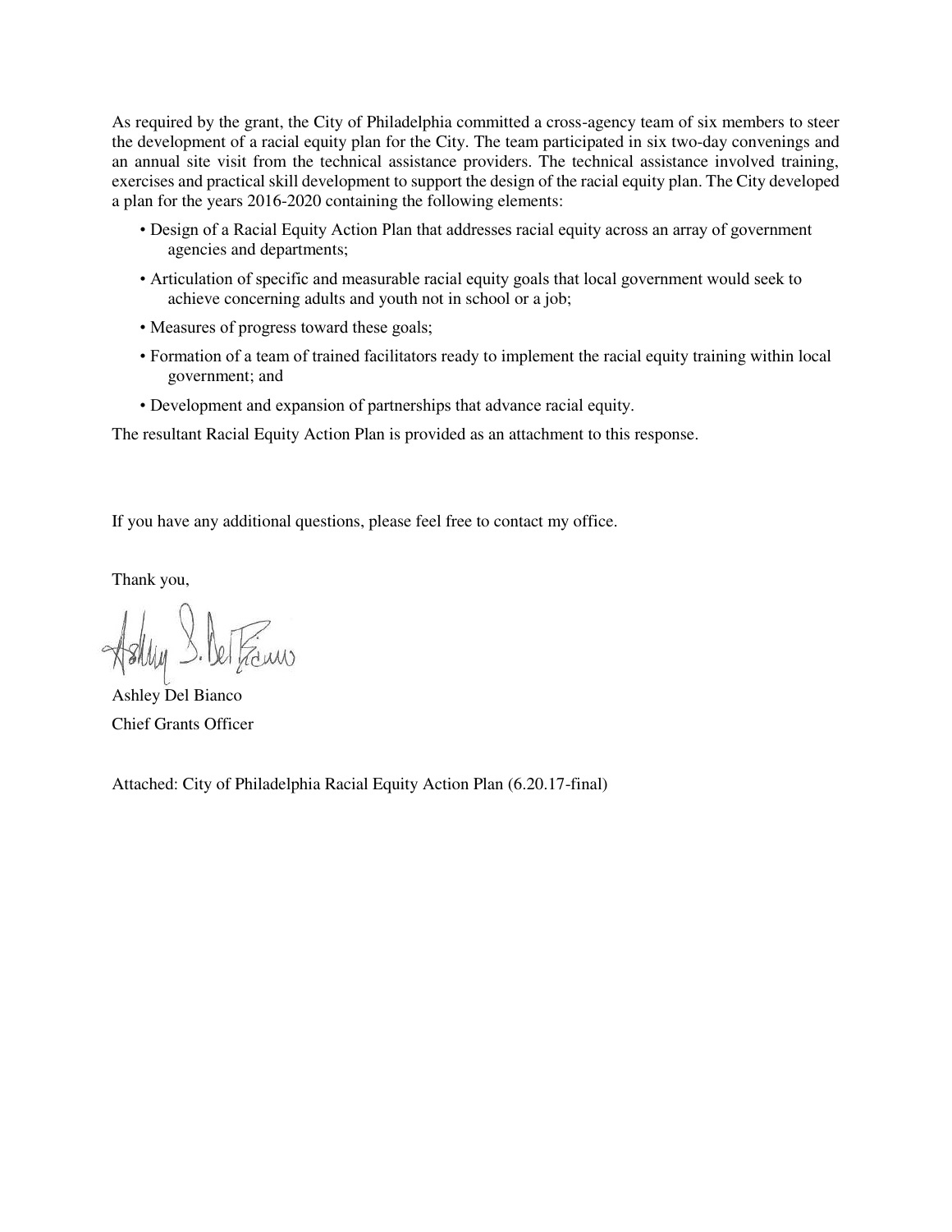As required by the grant, the City of Philadelphia committed a cross-agency team of six members to steer the development of a racial equity plan for the City. The team participated in six two-day convenings and an annual site visit from the technical assistance providers. The technical assistance involved training, exercises and practical skill development to support the design of the racial equity plan. The City developed a plan for the years 2016-2020 containing the following elements:

- Design of a Racial Equity Action Plan that addresses racial equity across an array of government agencies and departments;
- Articulation of specific and measurable racial equity goals that local government would seek to achieve concerning adults and youth not in school or a job;
- Measures of progress toward these goals;
- Formation of a team of trained facilitators ready to implement the racial equity training within local government; and
- Development and expansion of partnerships that advance racial equity.

The resultant Racial Equity Action Plan is provided as an attachment to this response.

If you have any additional questions, please feel free to contact my office.

Thank you,

Ashley Del Bianco
Chief Grants Officer

Attached: City of Philadelphia Racial Equity Action Plan (6.20.17-final)